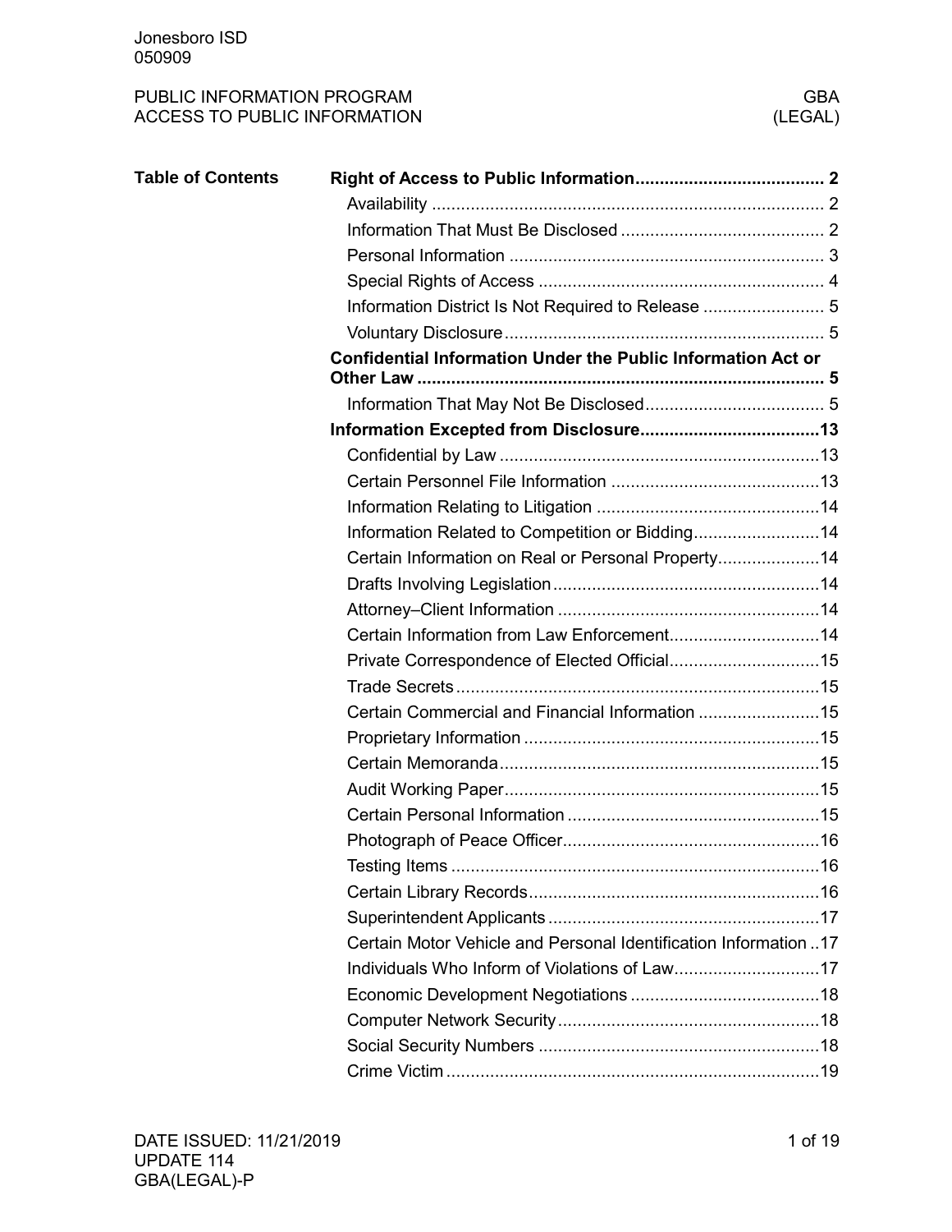Jonesboro ISD
050909

PUBLIC INFORMATION PROGRAM
ACCESS TO PUBLIC INFORMATION

GBA
(LEGAL)

**Table of Contents**

**Right of Access to Public Information ....................................... 2**

- Availability ................................................................................ 2
- Information That Must Be Disclosed .......................................... 2
- Personal Information ................................................................. 3
- Special Rights of Access ........................................................... 4
- Information District Is Not Required to Release ......................... 5
- Voluntary Disclosure ................................................................. 5

**Confidential Information Under the Public Information Act or Other Law .................................................................................... 5**

- Information That May Not Be Disclosed..................................... 5

**Information Excepted from Disclosure.....................................13**

- Confidential by Law ..................................................................13
- Certain Personnel File Information ............................................13
- Information Relating to Litigation ..............................................14
- Information Related to Competition or Bidding..........................14
- Certain Information on Real or Personal Property.....................14
- Drafts Involving Legislation.......................................................14
- Attorney–Client Information ......................................................14
- Certain Information from Law Enforcement...............................14
- Private Correspondence of Elected Official...............................15
- Trade Secrets ...........................................................................15
- Certain Commercial and Financial Information .........................15
- Proprietary Information .............................................................15
- Certain Memoranda ..................................................................15
- Audit Working Paper.................................................................15
- Certain Personal Information ....................................................15
- Photograph of Peace Officer.....................................................16
- Testing Items ............................................................................16
- Certain Library Records............................................................16
- Superintendent Applicants ........................................................17
- Certain Motor Vehicle and Personal Identification Information ..17
- Individuals Who Inform of Violations of Law..............................17
- Economic Development Negotiations .......................................18
- Computer Network Security......................................................18
- Social Security Numbers ..........................................................18
- Crime Victim .............................................................................19

DATE ISSUED: 11/21/2019
UPDATE 114
GBA(LEGAL)-P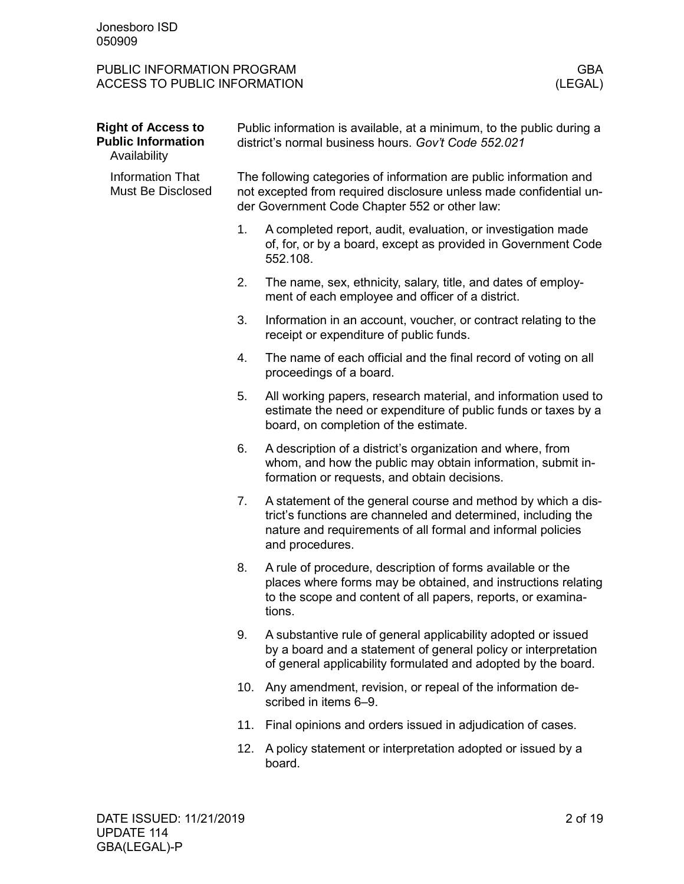## Right of Access to Public Information

### Availability

Public information is available, at a minimum, to the public during a district's normal business hours. *Gov't Code 552.021*

### Information That Must Be Disclosed

The following categories of information are public information and not excepted from required disclosure unless made confidential under Government Code Chapter 552 or other law:

1. A completed report, audit, evaluation, or investigation made of, for, or by a board, except as provided in Government Code 552.108.
2. The name, sex, ethnicity, salary, title, and dates of employment of each employee and officer of a district.
3. Information in an account, voucher, or contract relating to the receipt or expenditure of public funds.
4. The name of each official and the final record of voting on all proceedings of a board.
5. All working papers, research material, and information used to estimate the need or expenditure of public funds or taxes by a board, on completion of the estimate.
6. A description of a district's organization and where, from whom, and how the public may obtain information, submit information or requests, and obtain decisions.
7. A statement of the general course and method by which a district's functions are channeled and determined, including the nature and requirements of all formal and informal policies and procedures.
8. A rule of procedure, description of forms available or the places where forms may be obtained, and instructions relating to the scope and content of all papers, reports, or examinations.
9. A substantive rule of general applicability adopted or issued by a board and a statement of general policy or interpretation of general applicability formulated and adopted by the board.
10. Any amendment, revision, or repeal of the information described in items 6–9.
11. Final opinions and orders issued in adjudication of cases.
12. A policy statement or interpretation adopted or issued by a board.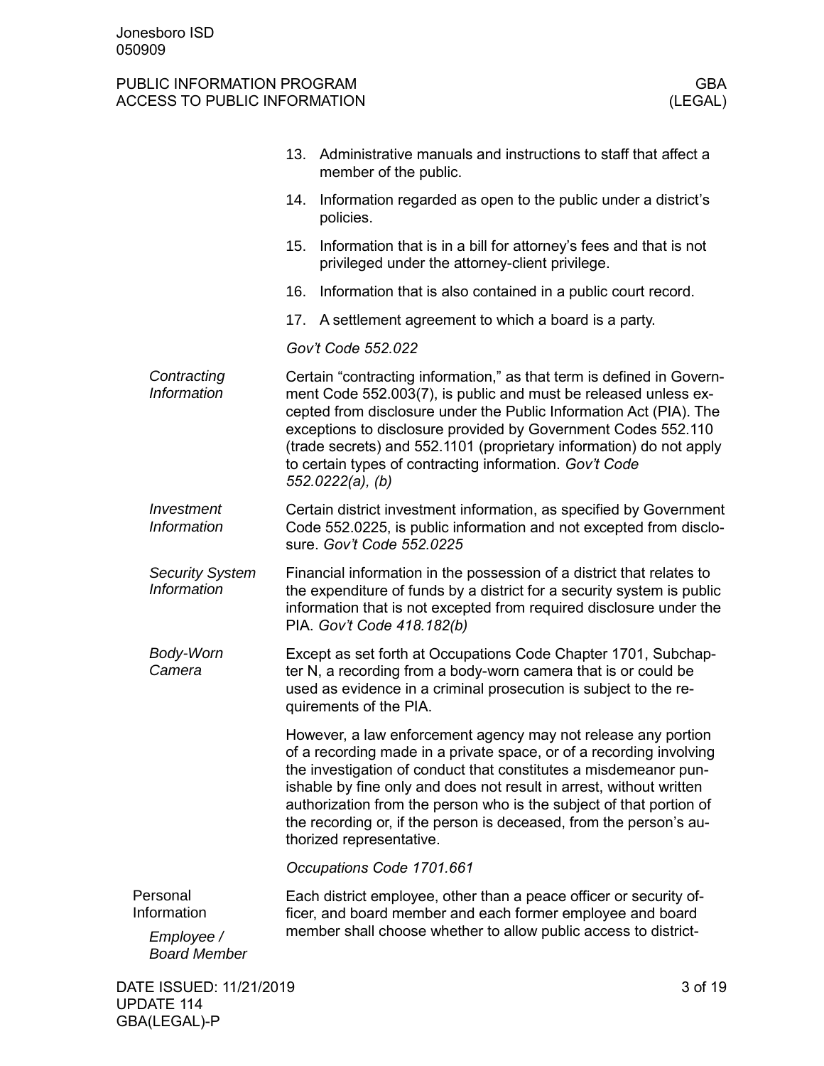13. Administrative manuals and instructions to staff that affect a member of the public.
14. Information regarded as open to the public under a district's policies.
15. Information that is in a bill for attorney's fees and that is not privileged under the attorney-client privilege.
16. Information that is also contained in a public court record.
17. A settlement agreement to which a board is a party.

*Gov't Code 552.022*

### *Contracting Information*

Certain "contracting information," as that term is defined in Government Code 552.003(7), is public and must be released unless excepted from disclosure under the Public Information Act (PIA). The exceptions to disclosure provided by Government Codes 552.110 (trade secrets) and 552.1101 (proprietary information) do not apply to certain types of contracting information. *Gov't Code 552.0222(a), (b)*

### *Investment Information*

Certain district investment information, as specified by Government Code 552.0225, is public information and not excepted from disclosure. *Gov't Code 552.0225*

### *Security System Information*

Financial information in the possession of a district that relates to the expenditure of funds by a district for a security system is public information that is not excepted from required disclosure under the PIA. *Gov't Code 418.182(b)*

### *Body-Worn Camera*

Except as set forth at Occupations Code Chapter 1701, Subchapter N, a recording from a body-worn camera that is or could be used as evidence in a criminal prosecution is subject to the requirements of the PIA.

However, a law enforcement agency may not release any portion of a recording made in a private space, or of a recording involving the investigation of conduct that constitutes a misdemeanor punishable by fine only and does not result in arrest, without written authorization from the person who is the subject of that portion of the recording or, if the person is deceased, from the person's authorized representative.

*Occupations Code 1701.661*

## Personal Information

### *Employee / Board Member*

Each district employee, other than a peace officer or security officer, and board member and each former employee and board member shall choose whether to allow public access to district-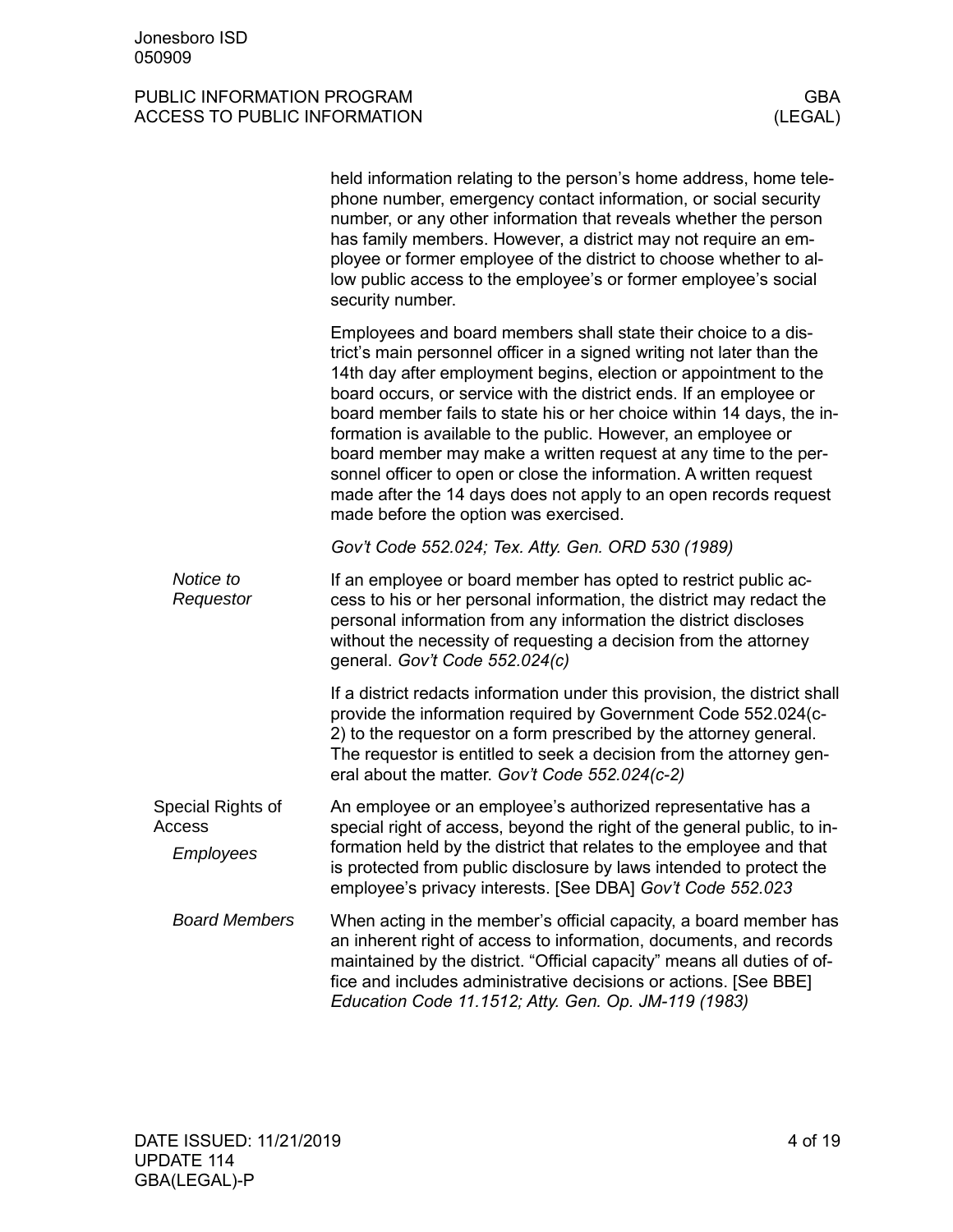held information relating to the person's home address, home telephone number, emergency contact information, or social security number, or any other information that reveals whether the person has family members. However, a district may not require an employee or former employee of the district to choose whether to allow public access to the employee's or former employee's social security number.

Employees and board members shall state their choice to a district's main personnel officer in a signed writing not later than the 14th day after employment begins, election or appointment to the board occurs, or service with the district ends. If an employee or board member fails to state his or her choice within 14 days, the information is available to the public. However, an employee or board member may make a written request at any time to the personnel officer to open or close the information. A written request made after the 14 days does not apply to an open records request made before the option was exercised.

*Gov't Code 552.024; Tex. Atty. Gen. ORD 530 (1989)*

#### *Notice to Requestor*

If an employee or board member has opted to restrict public access to his or her personal information, the district may redact the personal information from any information the district discloses without the necessity of requesting a decision from the attorney general. *Gov't Code 552.024(c)*

If a district redacts information under this provision, the district shall provide the information required by Government Code 552.024(c-2) to the requestor on a form prescribed by the attorney general. The requestor is entitled to seek a decision from the attorney general about the matter. *Gov't Code 552.024(c-2)*

### Special Rights of Access

#### *Employees*

An employee or an employee's authorized representative has a special right of access, beyond the right of the general public, to information held by the district that relates to the employee and that is protected from public disclosure by laws intended to protect the employee's privacy interests. [See DBA] *Gov't Code 552.023*

#### *Board Members*

When acting in the member's official capacity, a board member has an inherent right of access to information, documents, and records maintained by the district. "Official capacity" means all duties of office and includes administrative decisions or actions. [See BBE] *Education Code 11.1512; Atty. Gen. Op. JM-119 (1983)*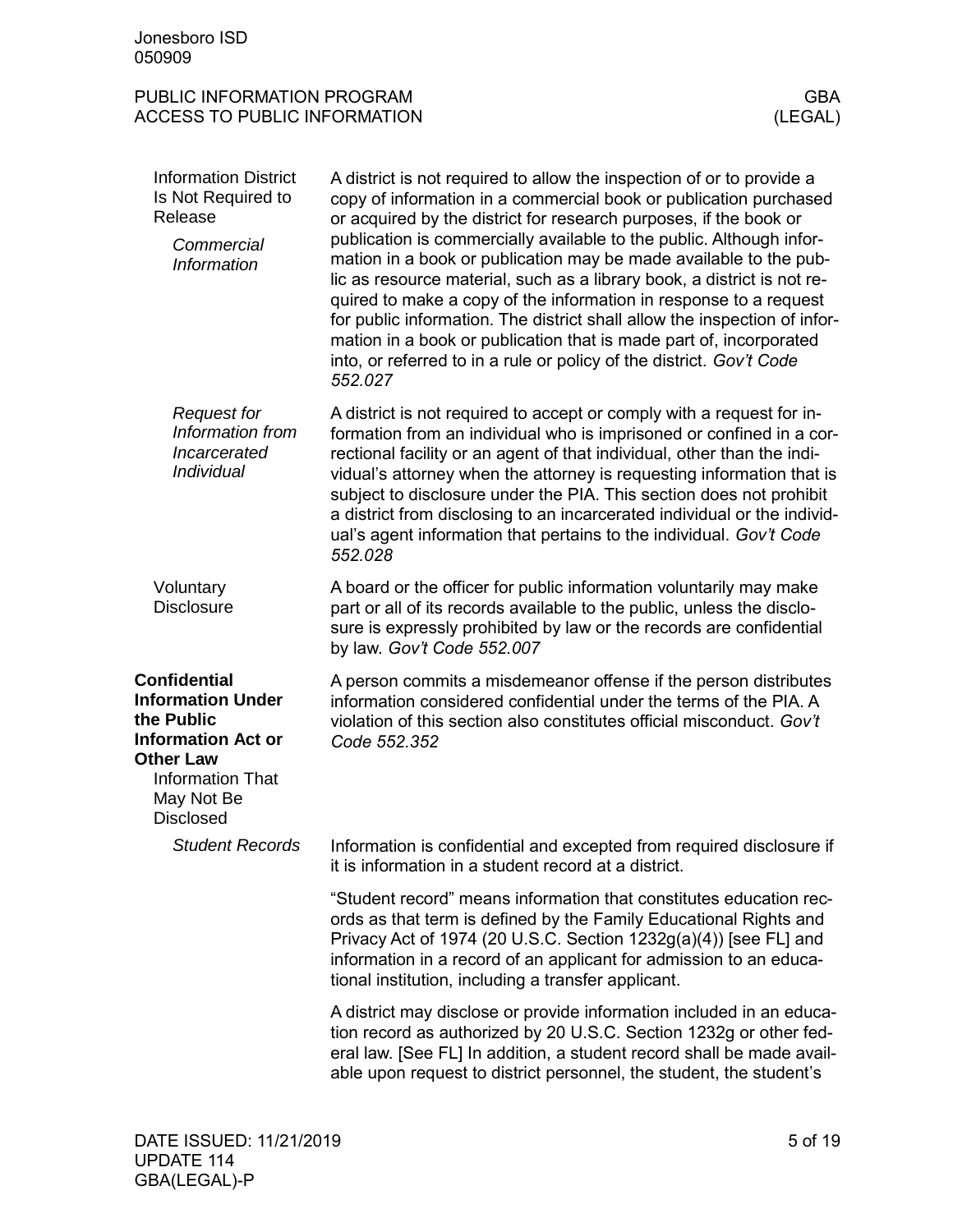## Information District Is Not Required to Release

### *Commercial Information*

A district is not required to allow the inspection of or to provide a copy of information in a commercial book or publication purchased or acquired by the district for research purposes, if the book or publication is commercially available to the public. Although information in a book or publication may be made available to the public as resource material, such as a library book, a district is not required to make a copy of the information in response to a request for public information. The district shall allow the inspection of information in a book or publication that is made part of, incorporated into, or referred to in a rule or policy of the district. *Gov't Code 552.027*

### *Request for Information from Incarcerated Individual*

A district is not required to accept or comply with a request for information from an individual who is imprisoned or confined in a correctional facility or an agent of that individual, other than the individual's attorney when the attorney is requesting information that is subject to disclosure under the PIA. This section does not prohibit a district from disclosing to an incarcerated individual or the individual's agent information that pertains to the individual. *Gov't Code 552.028*

## Voluntary Disclosure

A board or the officer for public information voluntarily may make part or all of its records available to the public, unless the disclosure is expressly prohibited by law or the records are confidential by law. *Gov't Code 552.007*

# **Confidential Information Under the Public Information Act or Other Law**

## Information That May Not Be Disclosed

A person commits a misdemeanor offense if the person distributes information considered confidential under the terms of the PIA. A violation of this section also constitutes official misconduct. *Gov't Code 552.352*

### *Student Records*

Information is confidential and excepted from required disclosure if it is information in a student record at a district.

"Student record" means information that constitutes education records as that term is defined by the Family Educational Rights and Privacy Act of 1974 (20 U.S.C. Section 1232g(a)(4)) [see FL] and information in a record of an applicant for admission to an educational institution, including a transfer applicant.

A district may disclose or provide information included in an education record as authorized by 20 U.S.C. Section 1232g or other federal law. [See FL] In addition, a student record shall be made available upon request to district personnel, the student, the student's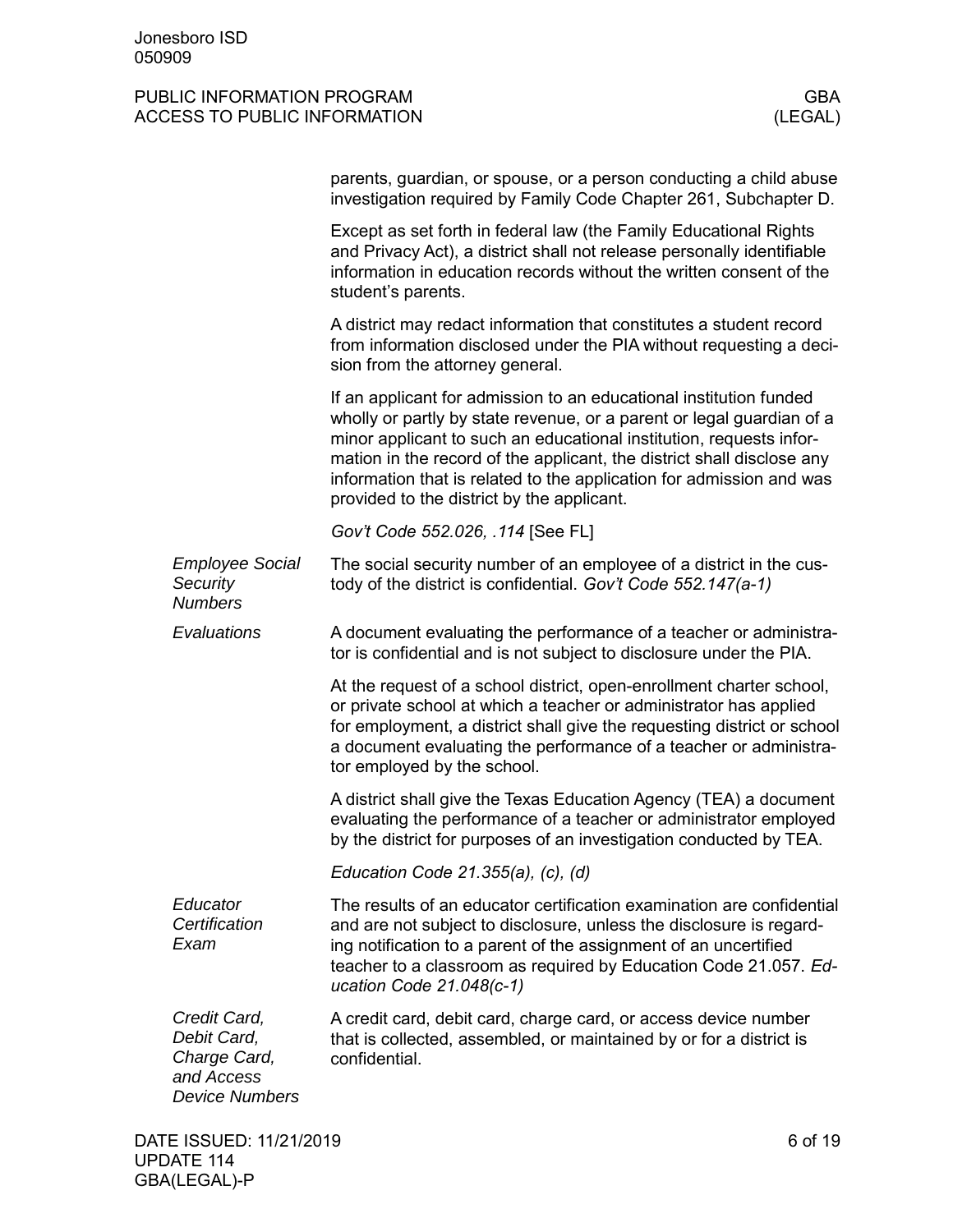parents, guardian, or spouse, or a person conducting a child abuse investigation required by Family Code Chapter 261, Subchapter D.

Except as set forth in federal law (the Family Educational Rights and Privacy Act), a district shall not release personally identifiable information in education records without the written consent of the student's parents.

A district may redact information that constitutes a student record from information disclosed under the PIA without requesting a decision from the attorney general.

If an applicant for admission to an educational institution funded wholly or partly by state revenue, or a parent or legal guardian of a minor applicant to such an educational institution, requests information in the record of the applicant, the district shall disclose any information that is related to the application for admission and was provided to the district by the applicant.

*Gov't Code 552.026, .114* [See FL]

*Employee Social Security Numbers*

The social security number of an employee of a district in the custody of the district is confidential. *Gov't Code 552.147(a-1)*

*Evaluations*

A document evaluating the performance of a teacher or administrator is confidential and is not subject to disclosure under the PIA.

At the request of a school district, open-enrollment charter school, or private school at which a teacher or administrator has applied for employment, a district shall give the requesting district or school a document evaluating the performance of a teacher or administrator employed by the school.

A district shall give the Texas Education Agency (TEA) a document evaluating the performance of a teacher or administrator employed by the district for purposes of an investigation conducted by TEA.

*Education Code 21.355(a), (c), (d)*

*Educator Certification Exam*

The results of an educator certification examination are confidential and are not subject to disclosure, unless the disclosure is regarding notification to a parent of the assignment of an uncertified teacher to a classroom as required by Education Code 21.057. *Education Code 21.048(c-1)*

*Credit Card, Debit Card, Charge Card, and Access Device Numbers*

A credit card, debit card, charge card, or access device number that is collected, assembled, or maintained by or for a district is confidential.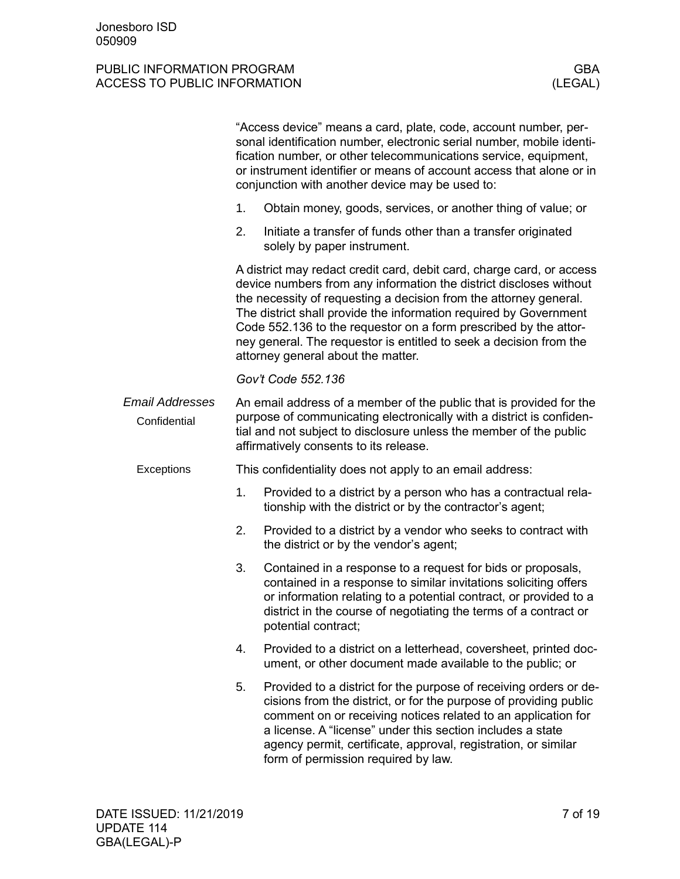"Access device" means a card, plate, code, account number, personal identification number, electronic serial number, mobile identification number, or other telecommunications service, equipment, or instrument identifier or means of account access that alone or in conjunction with another device may be used to:

1. Obtain money, goods, services, or another thing of value; or
2. Initiate a transfer of funds other than a transfer originated solely by paper instrument.

A district may redact credit card, debit card, charge card, or access device numbers from any information the district discloses without the necessity of requesting a decision from the attorney general. The district shall provide the information required by Government Code 552.136 to the requestor on a form prescribed by the attorney general. The requestor is entitled to seek a decision from the attorney general about the matter.

*Gov't Code 552.136*

### *Email Addresses*

#### Confidential

An email address of a member of the public that is provided for the purpose of communicating electronically with a district is confidential and not subject to disclosure unless the member of the public affirmatively consents to its release.

#### Exceptions

This confidentiality does not apply to an email address:

1. Provided to a district by a person who has a contractual relationship with the district or by the contractor's agent;
2. Provided to a district by a vendor who seeks to contract with the district or by the vendor's agent;
3. Contained in a response to a request for bids or proposals, contained in a response to similar invitations soliciting offers or information relating to a potential contract, or provided to a district in the course of negotiating the terms of a contract or potential contract;
4. Provided to a district on a letterhead, coversheet, printed document, or other document made available to the public; or
5. Provided to a district for the purpose of receiving orders or decisions from the district, or for the purpose of providing public comment on or receiving notices related to an application for a license. A "license" under this section includes a state agency permit, certificate, approval, registration, or similar form of permission required by law.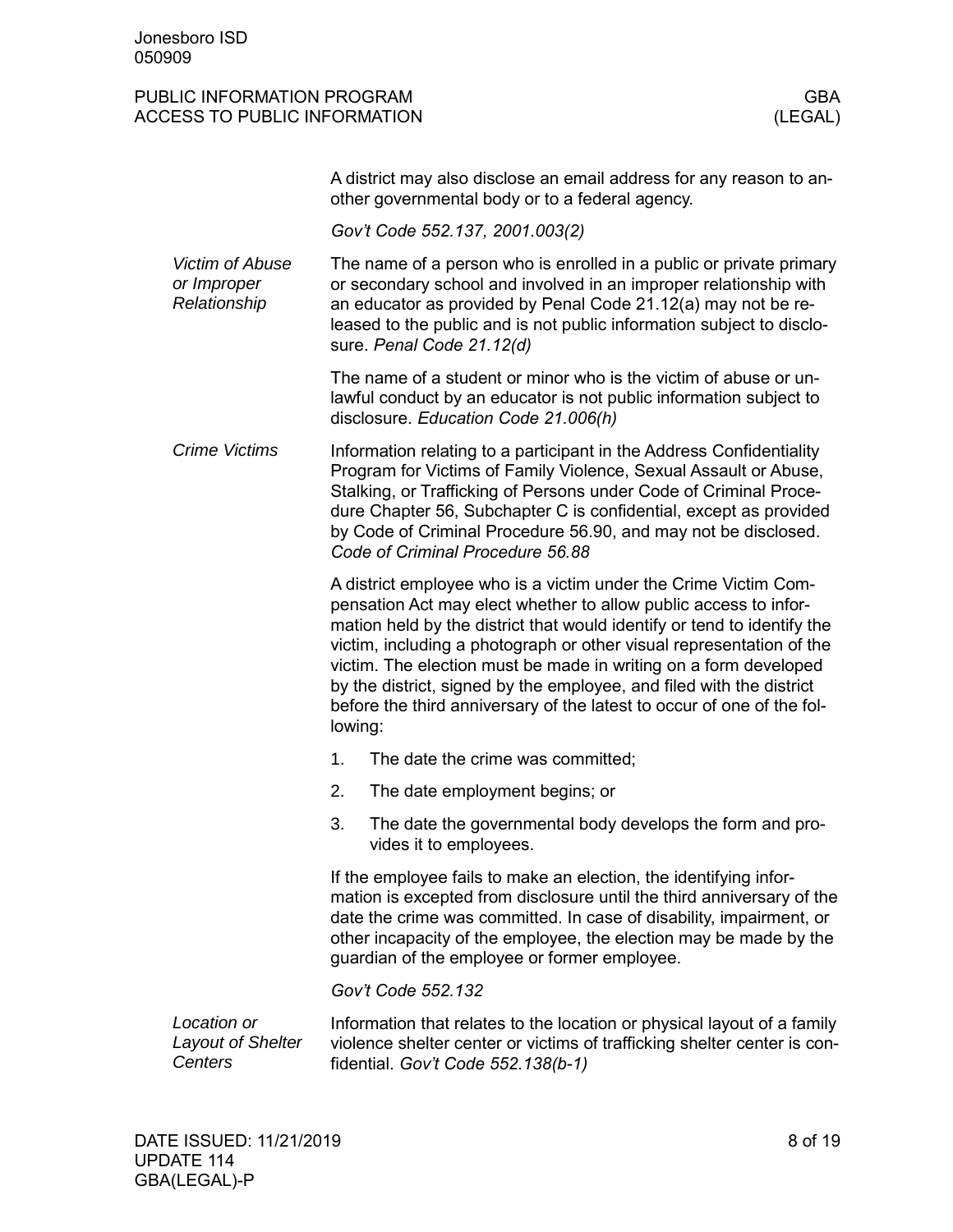A district may also disclose an email address for any reason to another governmental body or to a federal agency.

*Gov't Code 552.137, 2001.003(2)*

### *Victim of Abuse or Improper Relationship*

The name of a person who is enrolled in a public or private primary or secondary school and involved in an improper relationship with an educator as provided by Penal Code 21.12(a) may not be released to the public and is not public information subject to disclosure. *Penal Code 21.12(d)*

The name of a student or minor who is the victim of abuse or unlawful conduct by an educator is not public information subject to disclosure. *Education Code 21.006(h)*

### *Crime Victims*

Information relating to a participant in the Address Confidentiality Program for Victims of Family Violence, Sexual Assault or Abuse, Stalking, or Trafficking of Persons under Code of Criminal Procedure Chapter 56, Subchapter C is confidential, except as provided by Code of Criminal Procedure 56.90, and may not be disclosed. *Code of Criminal Procedure 56.88*

A district employee who is a victim under the Crime Victim Compensation Act may elect whether to allow public access to information held by the district that would identify or tend to identify the victim, including a photograph or other visual representation of the victim. The election must be made in writing on a form developed by the district, signed by the employee, and filed with the district before the third anniversary of the latest to occur of one of the following:

1. The date the crime was committed;
2. The date employment begins; or
3. The date the governmental body develops the form and provides it to employees.

If the employee fails to make an election, the identifying information is excepted from disclosure until the third anniversary of the date the crime was committed. In case of disability, impairment, or other incapacity of the employee, the election may be made by the guardian of the employee or former employee.

*Gov't Code 552.132*

### *Location or Layout of Shelter Centers*

Information that relates to the location or physical layout of a family violence shelter center or victims of trafficking shelter center is confidential. *Gov't Code 552.138(b-1)*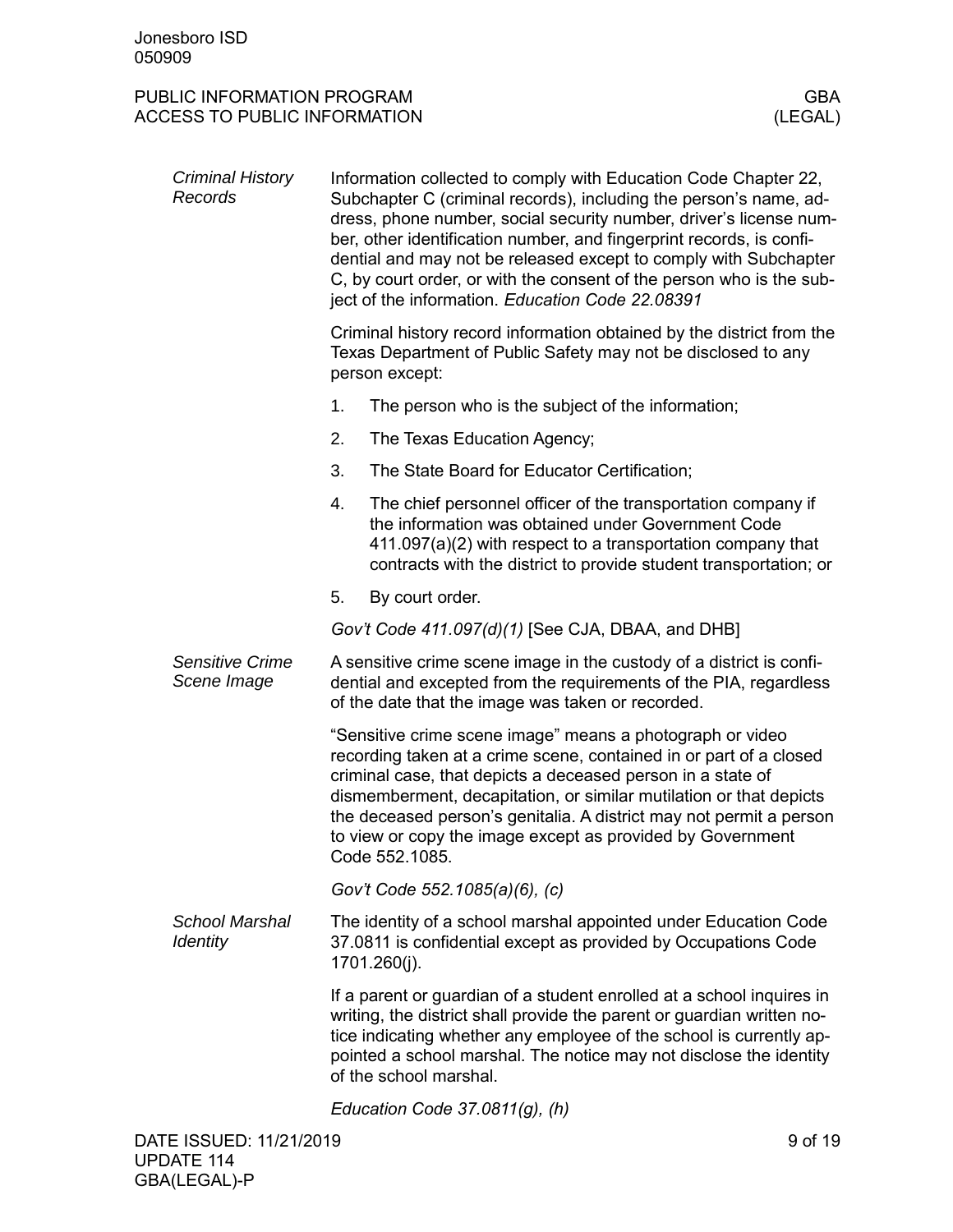### *Criminal History Records*

Information collected to comply with Education Code Chapter 22, Subchapter C (criminal records), including the person's name, address, phone number, social security number, driver's license number, other identification number, and fingerprint records, is confidential and may not be released except to comply with Subchapter C, by court order, or with the consent of the person who is the subject of the information. *Education Code 22.08391*

Criminal history record information obtained by the district from the Texas Department of Public Safety may not be disclosed to any person except:

1. The person who is the subject of the information;
2. The Texas Education Agency;
3. The State Board for Educator Certification;
4. The chief personnel officer of the transportation company if the information was obtained under Government Code 411.097(a)(2) with respect to a transportation company that contracts with the district to provide student transportation; or
5. By court order.

*Gov't Code 411.097(d)(1)* [See CJA, DBAA, and DHB]

### *Sensitive Crime Scene Image*

A sensitive crime scene image in the custody of a district is confidential and excepted from the requirements of the PIA, regardless of the date that the image was taken or recorded.

"Sensitive crime scene image" means a photograph or video recording taken at a crime scene, contained in or part of a closed criminal case, that depicts a deceased person in a state of dismemberment, decapitation, or similar mutilation or that depicts the deceased person's genitalia. A district may not permit a person to view or copy the image except as provided by Government Code 552.1085.

*Gov't Code 552.1085(a)(6), (c)*

### *School Marshal Identity*

The identity of a school marshal appointed under Education Code 37.0811 is confidential except as provided by Occupations Code 1701.260(j).

If a parent or guardian of a student enrolled at a school inquires in writing, the district shall provide the parent or guardian written notice indicating whether any employee of the school is currently appointed a school marshal. The notice may not disclose the identity of the school marshal.

*Education Code 37.0811(g), (h)*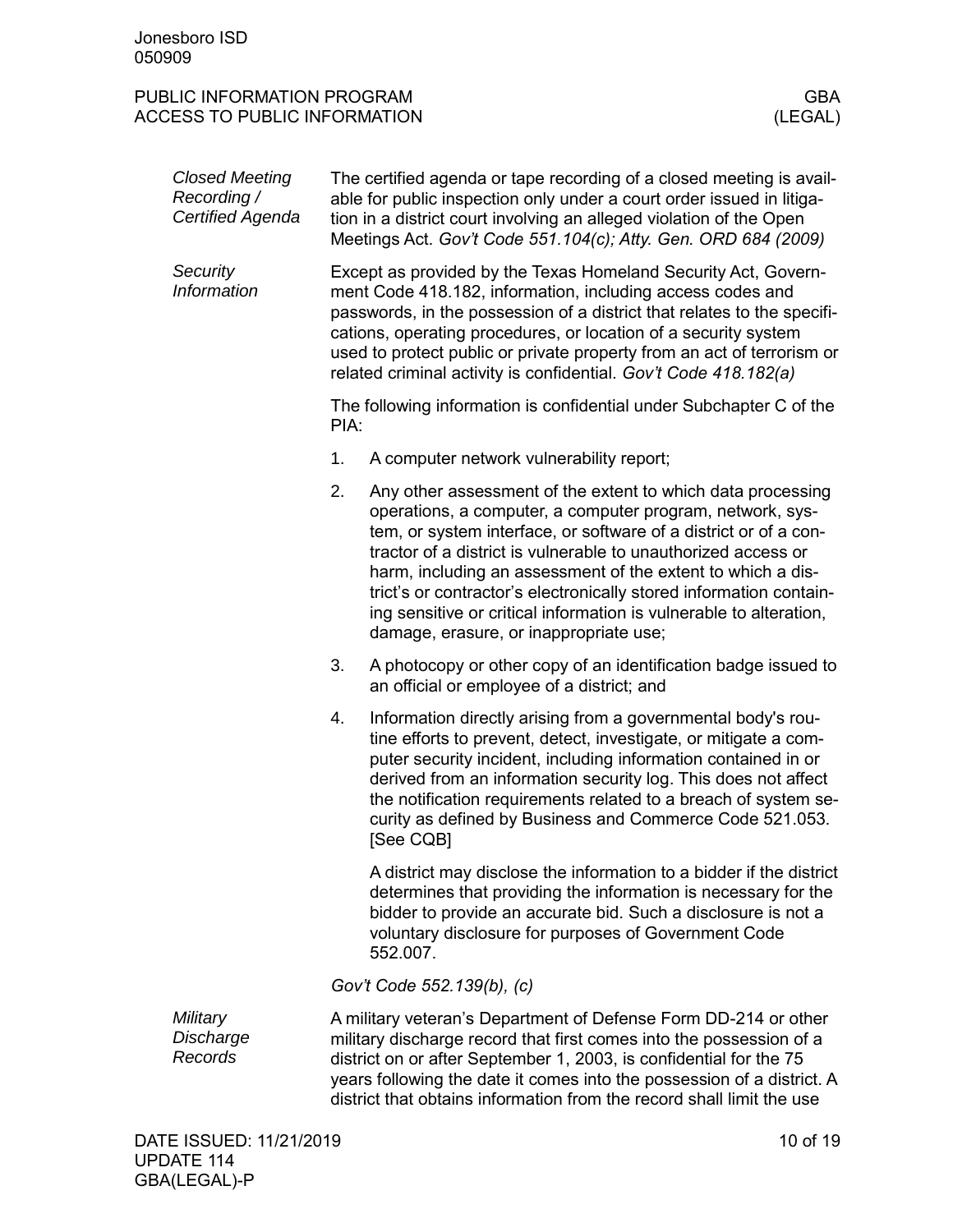### *Closed Meeting Recording / Certified Agenda*

The certified agenda or tape recording of a closed meeting is available for public inspection only under a court order issued in litigation in a district court involving an alleged violation of the Open Meetings Act. *Gov't Code 551.104(c); Atty. Gen. ORD 684 (2009)*

### *Security Information*

Except as provided by the Texas Homeland Security Act, Government Code 418.182, information, including access codes and passwords, in the possession of a district that relates to the specifications, operating procedures, or location of a security system used to protect public or private property from an act of terrorism or related criminal activity is confidential. *Gov't Code 418.182(a)*

The following information is confidential under Subchapter C of the PIA:

1. A computer network vulnerability report;
2. Any other assessment of the extent to which data processing operations, a computer, a computer program, network, system, or system interface, or software of a district or of a contractor of a district is vulnerable to unauthorized access or harm, including an assessment of the extent to which a district's or contractor's electronically stored information containing sensitive or critical information is vulnerable to alteration, damage, erasure, or inappropriate use;
3. A photocopy or other copy of an identification badge issued to an official or employee of a district; and
4. Information directly arising from a governmental body's routine efforts to prevent, detect, investigate, or mitigate a computer security incident, including information contained in or derived from an information security log. This does not affect the notification requirements related to a breach of system security as defined by Business and Commerce Code 521.053. [See CQB]

   A district may disclose the information to a bidder if the district determines that providing the information is necessary for the bidder to provide an accurate bid. Such a disclosure is not a voluntary disclosure for purposes of Government Code 552.007.

*Gov't Code 552.139(b), (c)*

### *Military Discharge Records*

A military veteran's Department of Defense Form DD-214 or other military discharge record that first comes into the possession of a district on or after September 1, 2003, is confidential for the 75 years following the date it comes into the possession of a district. A district that obtains information from the record shall limit the use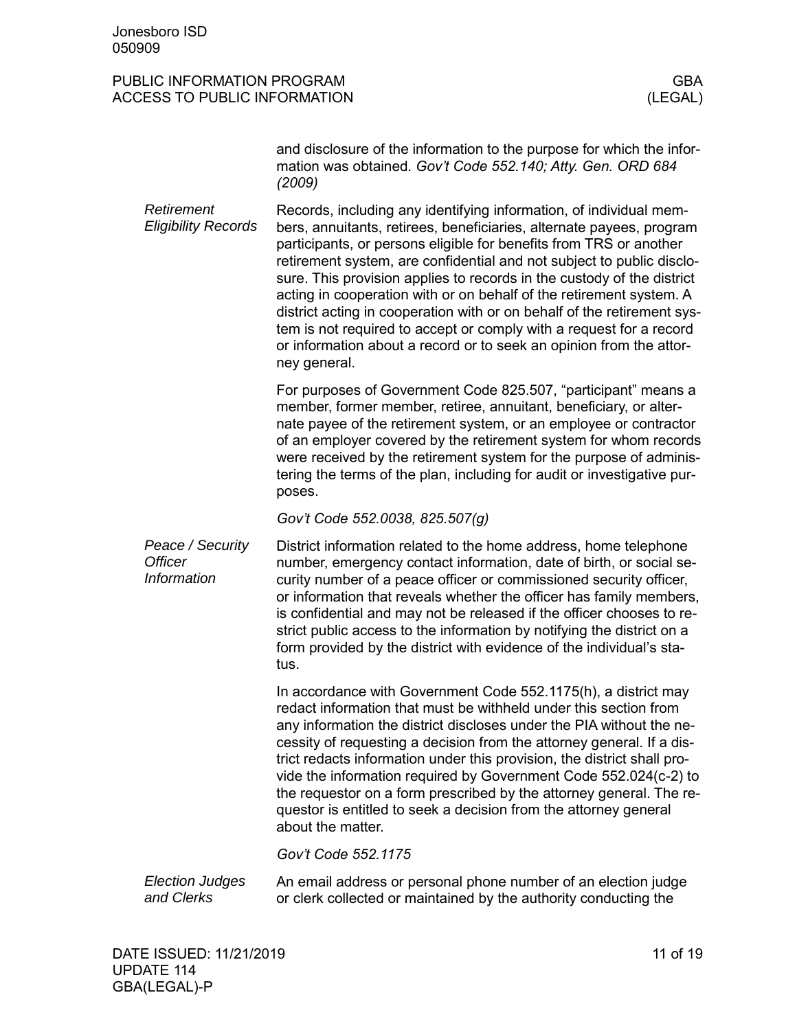and disclosure of the information to the purpose for which the information was obtained. *Gov't Code 552.140; Atty. Gen. ORD 684 (2009)*

*Retirement Eligibility Records*

Records, including any identifying information, of individual members, annuitants, retirees, beneficiaries, alternate payees, program participants, or persons eligible for benefits from TRS or another retirement system, are confidential and not subject to public disclosure. This provision applies to records in the custody of the district acting in cooperation with or on behalf of the retirement system. A district acting in cooperation with or on behalf of the retirement system is not required to accept or comply with a request for a record or information about a record or to seek an opinion from the attorney general.

For purposes of Government Code 825.507, "participant" means a member, former member, retiree, annuitant, beneficiary, or alternate payee of the retirement system, or an employee or contractor of an employer covered by the retirement system for whom records were received by the retirement system for the purpose of administering the terms of the plan, including for audit or investigative purposes.

*Gov't Code 552.0038, 825.507(g)*

*Peace / Security Officer Information*

District information related to the home address, home telephone number, emergency contact information, date of birth, or social security number of a peace officer or commissioned security officer, or information that reveals whether the officer has family members, is confidential and may not be released if the officer chooses to restrict public access to the information by notifying the district on a form provided by the district with evidence of the individual's status.

In accordance with Government Code 552.1175(h), a district may redact information that must be withheld under this section from any information the district discloses under the PIA without the necessity of requesting a decision from the attorney general. If a district redacts information under this provision, the district shall provide the information required by Government Code 552.024(c-2) to the requestor on a form prescribed by the attorney general. The requestor is entitled to seek a decision from the attorney general about the matter.

*Gov't Code 552.1175*

*Election Judges and Clerks*

An email address or personal phone number of an election judge or clerk collected or maintained by the authority conducting the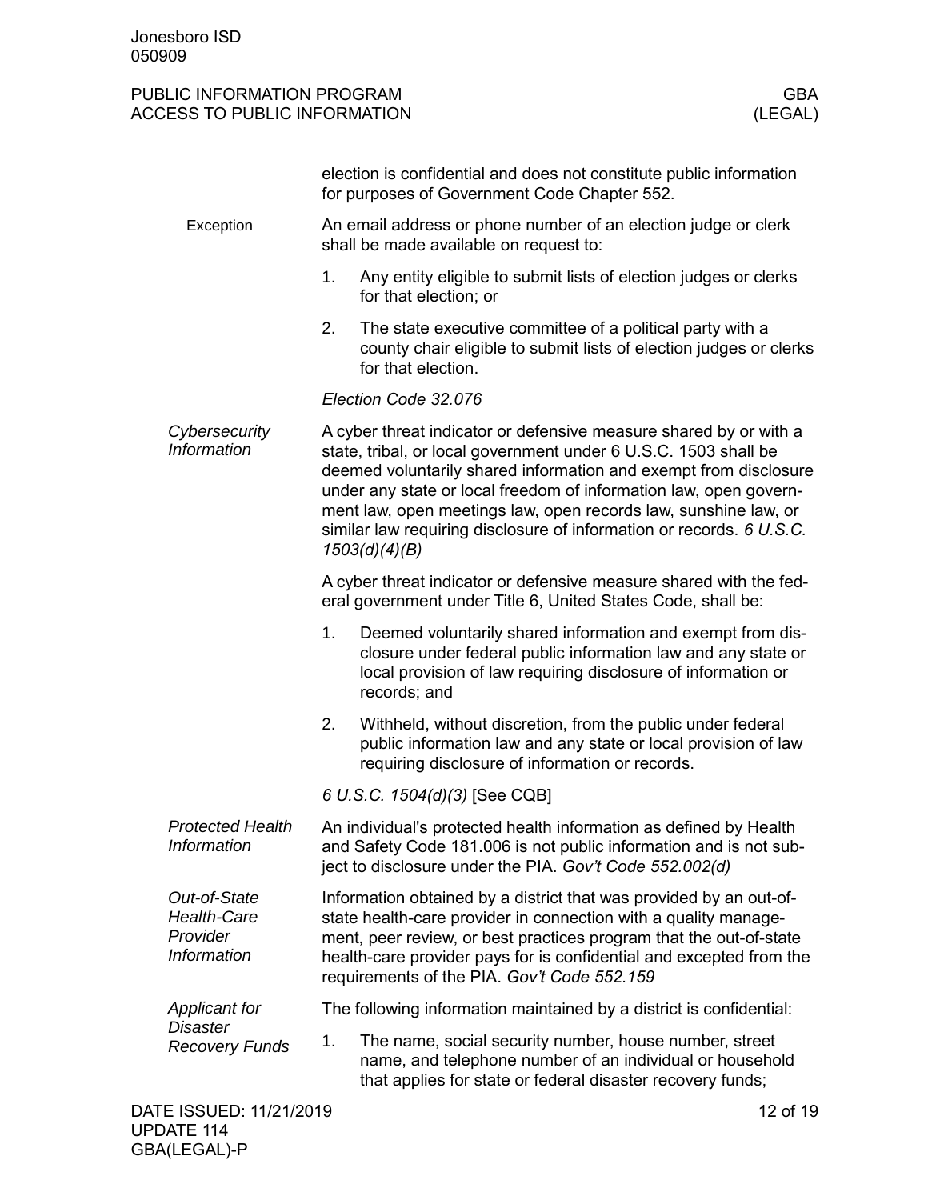election is confidential and does not constitute public information for purposes of Government Code Chapter 552.

Exception

An email address or phone number of an election judge or clerk shall be made available on request to:

1. Any entity eligible to submit lists of election judges or clerks for that election; or
2. The state executive committee of a political party with a county chair eligible to submit lists of election judges or clerks for that election.

*Election Code 32.076*

*Cybersecurity Information*

A cyber threat indicator or defensive measure shared by or with a state, tribal, or local government under 6 U.S.C. 1503 shall be deemed voluntarily shared information and exempt from disclosure under any state or local freedom of information law, open government law, open meetings law, open records law, sunshine law, or similar law requiring disclosure of information or records. *6 U.S.C. 1503(d)(4)(B)*

A cyber threat indicator or defensive measure shared with the federal government under Title 6, United States Code, shall be:

1. Deemed voluntarily shared information and exempt from disclosure under federal public information law and any state or local provision of law requiring disclosure of information or records; and
2. Withheld, without discretion, from the public under federal public information law and any state or local provision of law requiring disclosure of information or records.

*6 U.S.C. 1504(d)(3)* [See CQB]

*Protected Health Information*

An individual's protected health information as defined by Health and Safety Code 181.006 is not public information and is not subject to disclosure under the PIA. *Gov't Code 552.002(d)*

*Out-of-State Health-Care Provider Information*

Information obtained by a district that was provided by an out-of-state health-care provider in connection with a quality management, peer review, or best practices program that the out-of-state health-care provider pays for is confidential and excepted from the requirements of the PIA. *Gov't Code 552.159*

*Applicant for Disaster Recovery Funds*

The following information maintained by a district is confidential:

1. The name, social security number, house number, street name, and telephone number of an individual or household that applies for state or federal disaster recovery funds;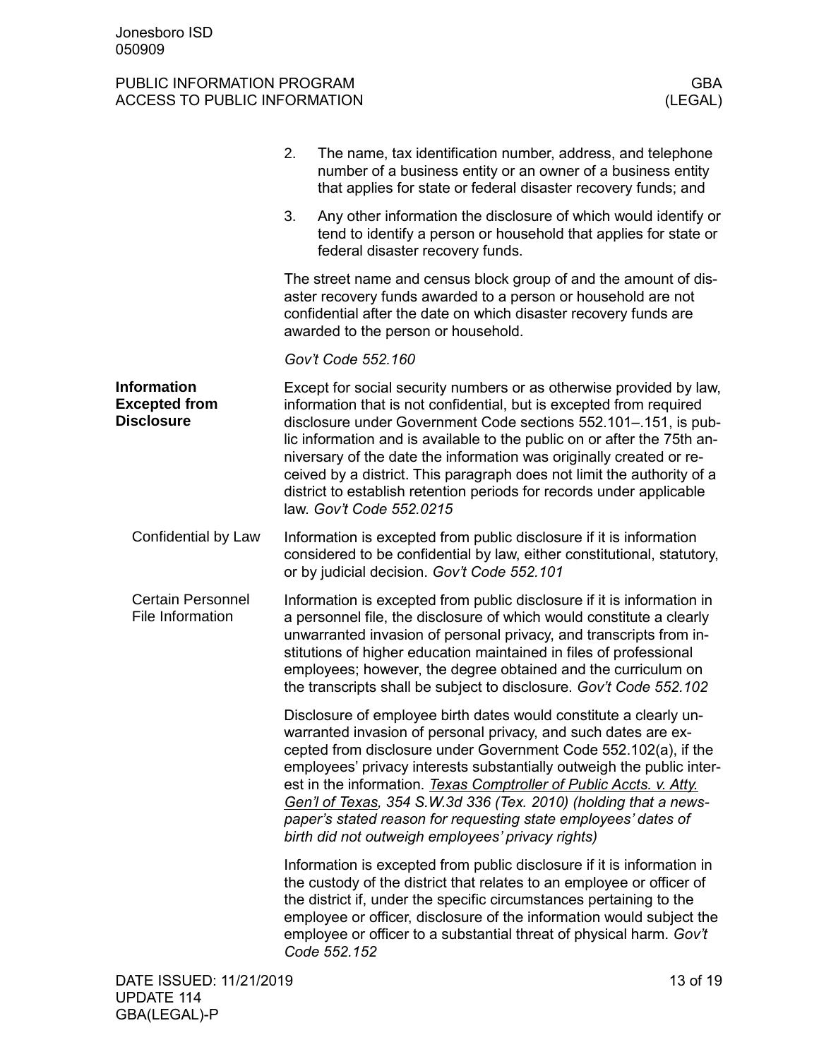2. The name, tax identification number, address, and telephone number of a business entity or an owner of a business entity that applies for state or federal disaster recovery funds; and

3. Any other information the disclosure of which would identify or tend to identify a person or household that applies for state or federal disaster recovery funds.

The street name and census block group of and the amount of disaster recovery funds awarded to a person or household are not confidential after the date on which disaster recovery funds are awarded to the person or household.

*Gov't Code 552.160*

## Information Excepted from Disclosure

Except for social security numbers or as otherwise provided by law, information that is not confidential, but is excepted from required disclosure under Government Code sections 552.101–.151, is public information and is available to the public on or after the 75th anniversary of the date the information was originally created or received by a district. This paragraph does not limit the authority of a district to establish retention periods for records under applicable law. *Gov't Code 552.0215*

### Confidential by Law

Information is excepted from public disclosure if it is information considered to be confidential by law, either constitutional, statutory, or by judicial decision. *Gov't Code 552.101*

### Certain Personnel File Information

Information is excepted from public disclosure if it is information in a personnel file, the disclosure of which would constitute a clearly unwarranted invasion of personal privacy, and transcripts from institutions of higher education maintained in files of professional employees; however, the degree obtained and the curriculum on the transcripts shall be subject to disclosure. *Gov't Code 552.102*

Disclosure of employee birth dates would constitute a clearly unwarranted invasion of personal privacy, and such dates are excepted from disclosure under Government Code 552.102(a), if the employees' privacy interests substantially outweigh the public interest in the information. *Texas Comptroller of Public Accts. v. Atty. Gen'l of Texas, 354 S.W.3d 336 (Tex. 2010) (holding that a newspaper's stated reason for requesting state employees' dates of birth did not outweigh employees' privacy rights)*

Information is excepted from public disclosure if it is information in the custody of the district that relates to an employee or officer of the district if, under the specific circumstances pertaining to the employee or officer, disclosure of the information would subject the employee or officer to a substantial threat of physical harm. *Gov't Code 552.152*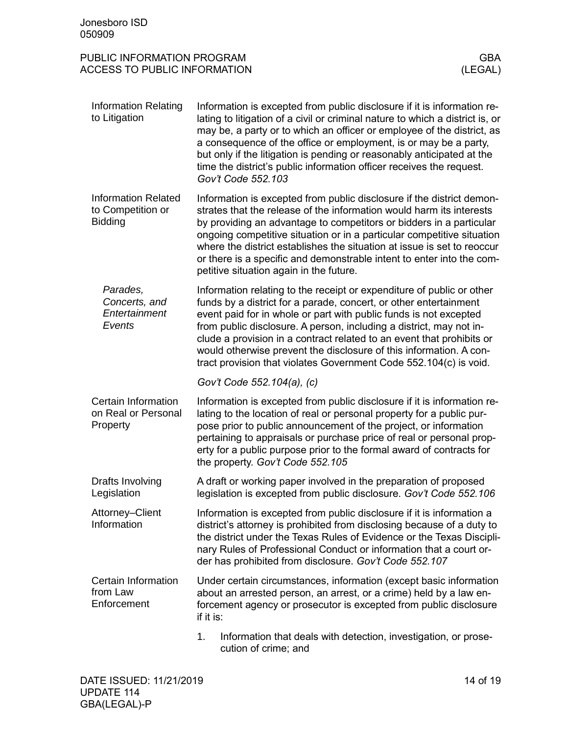### Information Relating to Litigation

Information is excepted from public disclosure if it is information relating to litigation of a civil or criminal nature to which a district is, or may be, a party or to which an officer or employee of the district, as a consequence of the office or employment, is or may be a party, but only if the litigation is pending or reasonably anticipated at the time the district's public information officer receives the request. *Gov't Code 552.103*

### Information Related to Competition or Bidding

Information is excepted from public disclosure if the district demonstrates that the release of the information would harm its interests by providing an advantage to competitors or bidders in a particular ongoing competitive situation or in a particular competitive situation where the district establishes the situation at issue is set to reoccur or there is a specific and demonstrable intent to enter into the competitive situation again in the future.

#### *Parades, Concerts, and Entertainment Events*

Information relating to the receipt or expenditure of public or other funds by a district for a parade, concert, or other entertainment event paid for in whole or part with public funds is not excepted from public disclosure. A person, including a district, may not include a provision in a contract related to an event that prohibits or would otherwise prevent the disclosure of this information. A contract provision that violates Government Code 552.104(c) is void.

*Gov't Code 552.104(a), (c)*

### Certain Information on Real or Personal Property

Information is excepted from public disclosure if it is information relating to the location of real or personal property for a public purpose prior to public announcement of the project, or information pertaining to appraisals or purchase price of real or personal property for a public purpose prior to the formal award of contracts for the property. *Gov't Code 552.105*

### Drafts Involving Legislation

A draft or working paper involved in the preparation of proposed legislation is excepted from public disclosure. *Gov't Code 552.106*

### Attorney–Client Information

Information is excepted from public disclosure if it is information a district's attorney is prohibited from disclosing because of a duty to the district under the Texas Rules of Evidence or the Texas Disciplinary Rules of Professional Conduct or information that a court order has prohibited from disclosure. *Gov't Code 552.107*

### Certain Information from Law Enforcement

Under certain circumstances, information (except basic information about an arrested person, an arrest, or a crime) held by a law enforcement agency or prosecutor is excepted from public disclosure if it is:

1. Information that deals with detection, investigation, or prosecution of crime; and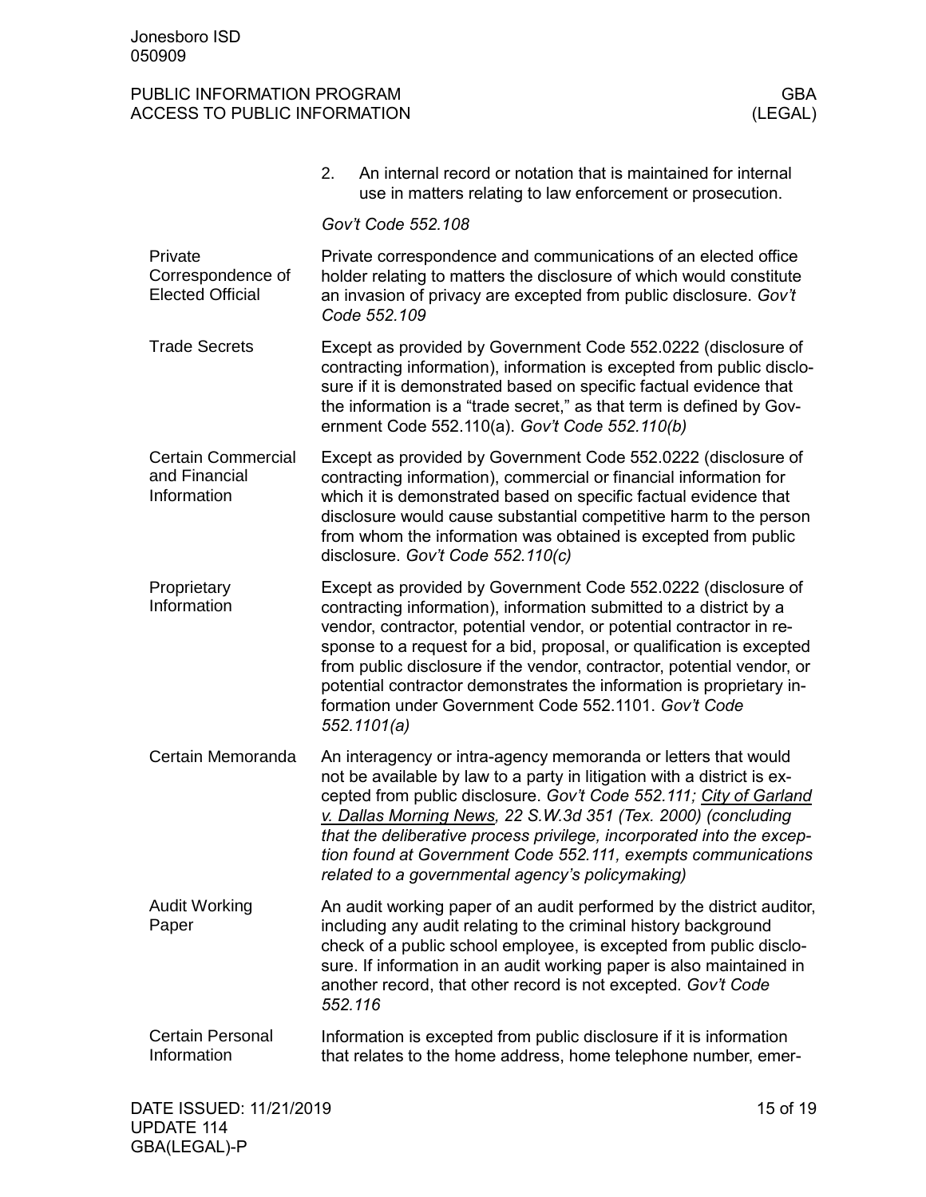2. An internal record or notation that is maintained for internal use in matters relating to law enforcement or prosecution.

*Gov't Code 552.108*

**Private Correspondence of Elected Official**

Private correspondence and communications of an elected office holder relating to matters the disclosure of which would constitute an invasion of privacy are excepted from public disclosure. *Gov't Code 552.109*

**Trade Secrets**

Except as provided by Government Code 552.0222 (disclosure of contracting information), information is excepted from public disclosure if it is demonstrated based on specific factual evidence that the information is a "trade secret," as that term is defined by Government Code 552.110(a). *Gov't Code 552.110(b)*

**Certain Commercial and Financial Information**

Except as provided by Government Code 552.0222 (disclosure of contracting information), commercial or financial information for which it is demonstrated based on specific factual evidence that disclosure would cause substantial competitive harm to the person from whom the information was obtained is excepted from public disclosure. *Gov't Code 552.110(c)*

**Proprietary Information**

Except as provided by Government Code 552.0222 (disclosure of contracting information), information submitted to a district by a vendor, contractor, potential vendor, or potential contractor in response to a request for a bid, proposal, or qualification is excepted from public disclosure if the vendor, contractor, potential vendor, or potential contractor demonstrates the information is proprietary information under Government Code 552.1101. *Gov't Code 552.1101(a)*

**Certain Memoranda**

An interagency or intra-agency memoranda or letters that would not be available by law to a party in litigation with a district is excepted from public disclosure. *Gov't Code 552.111; City of Garland v. Dallas Morning News, 22 S.W.3d 351 (Tex. 2000) (concluding that the deliberative process privilege, incorporated into the exception found at Government Code 552.111, exempts communications related to a governmental agency's policymaking)*

**Audit Working Paper**

An audit working paper of an audit performed by the district auditor, including any audit relating to the criminal history background check of a public school employee, is excepted from public disclosure. If information in an audit working paper is also maintained in another record, that other record is not excepted. *Gov't Code 552.116*

**Certain Personal Information**

Information is excepted from public disclosure if it is information that relates to the home address, home telephone number, emer-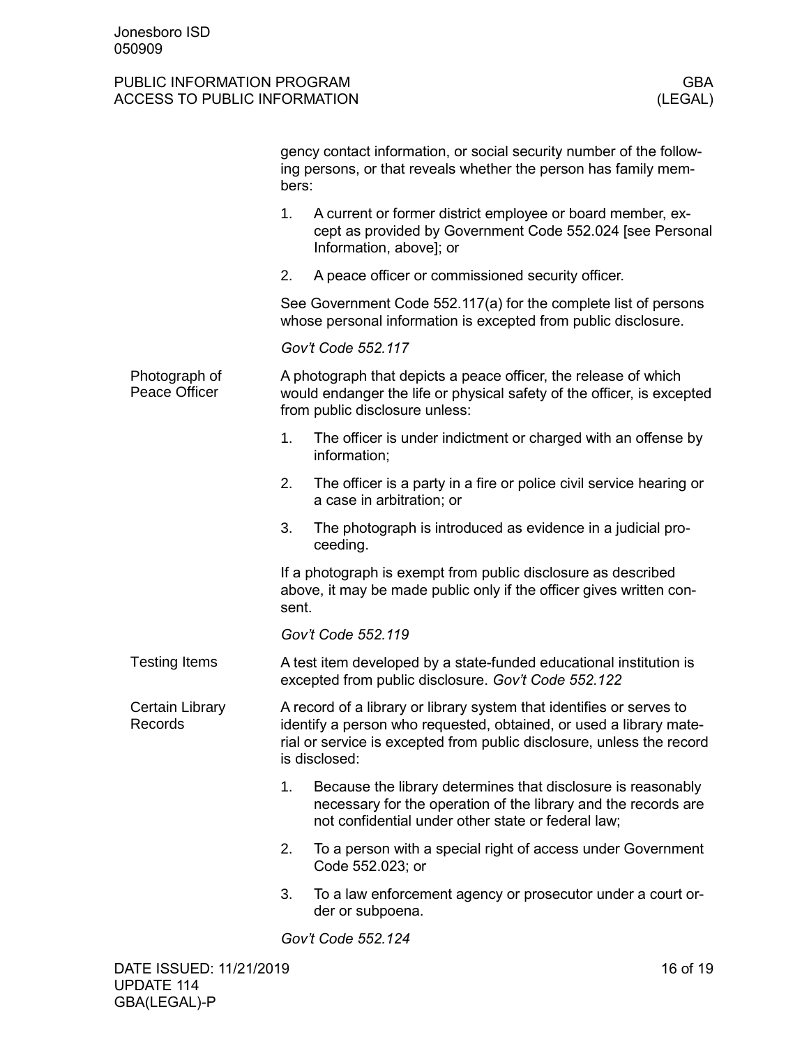gency contact information, or social security number of the following persons, or that reveals whether the person has family members:

1. A current or former district employee or board member, except as provided by Government Code 552.024 [see Personal Information, above]; or
2. A peace officer or commissioned security officer.

See Government Code 552.117(a) for the complete list of persons whose personal information is excepted from public disclosure.

*Gov't Code 552.117*

### Photograph of Peace Officer

A photograph that depicts a peace officer, the release of which would endanger the life or physical safety of the officer, is excepted from public disclosure unless:

1. The officer is under indictment or charged with an offense by information;
2. The officer is a party in a fire or police civil service hearing or a case in arbitration; or
3. The photograph is introduced as evidence in a judicial proceeding.

If a photograph is exempt from public disclosure as described above, it may be made public only if the officer gives written consent.

*Gov't Code 552.119*

### Testing Items

A test item developed by a state-funded educational institution is excepted from public disclosure. *Gov't Code 552.122*

### Certain Library Records

A record of a library or library system that identifies or serves to identify a person who requested, obtained, or used a library material or service is excepted from public disclosure, unless the record is disclosed:

1. Because the library determines that disclosure is reasonably necessary for the operation of the library and the records are not confidential under other state or federal law;
2. To a person with a special right of access under Government Code 552.023; or
3. To a law enforcement agency or prosecutor under a court order or subpoena.

*Gov't Code 552.124*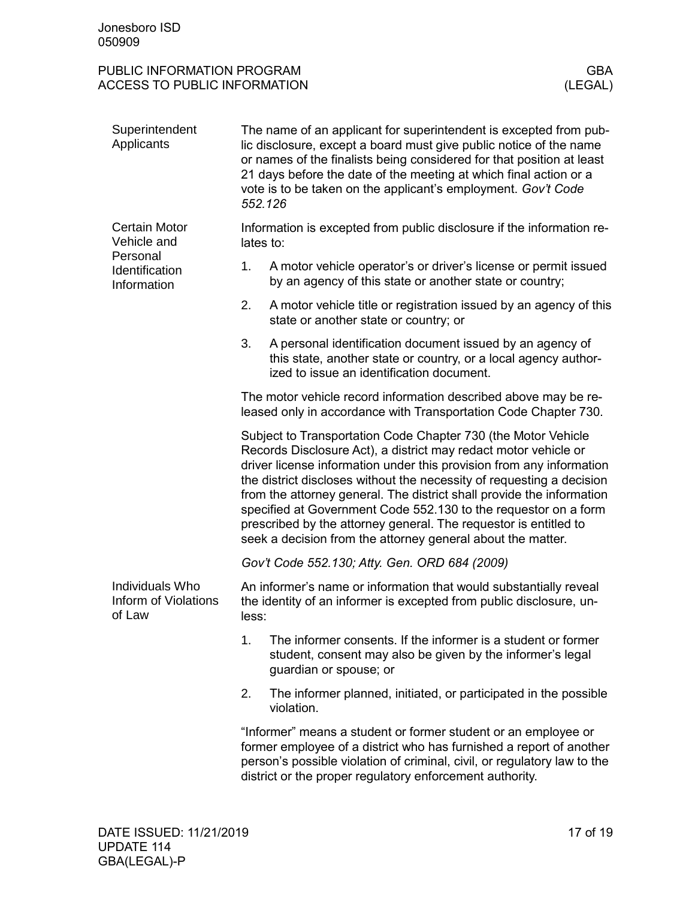### Superintendent Applicants

The name of an applicant for superintendent is excepted from public disclosure, except a board must give public notice of the name or names of the finalists being considered for that position at least 21 days before the date of the meeting at which final action or a vote is to be taken on the applicant's employment. *Gov't Code 552.126*

### Certain Motor Vehicle and Personal Identification Information

Information is excepted from public disclosure if the information relates to:

1. A motor vehicle operator's or driver's license or permit issued by an agency of this state or another state or country;
2. A motor vehicle title or registration issued by an agency of this state or another state or country; or
3. A personal identification document issued by an agency of this state, another state or country, or a local agency authorized to issue an identification document.

The motor vehicle record information described above may be released only in accordance with Transportation Code Chapter 730.

Subject to Transportation Code Chapter 730 (the Motor Vehicle Records Disclosure Act), a district may redact motor vehicle or driver license information under this provision from any information the district discloses without the necessity of requesting a decision from the attorney general. The district shall provide the information specified at Government Code 552.130 to the requestor on a form prescribed by the attorney general. The requestor is entitled to seek a decision from the attorney general about the matter.

*Gov't Code 552.130; Atty. Gen. ORD 684 (2009)*

### Individuals Who Inform of Violations of Law

An informer's name or information that would substantially reveal the identity of an informer is excepted from public disclosure, unless:

1. The informer consents. If the informer is a student or former student, consent may also be given by the informer's legal guardian or spouse; or
2. The informer planned, initiated, or participated in the possible violation.

"Informer" means a student or former student or an employee or former employee of a district who has furnished a report of another person's possible violation of criminal, civil, or regulatory law to the district or the proper regulatory enforcement authority.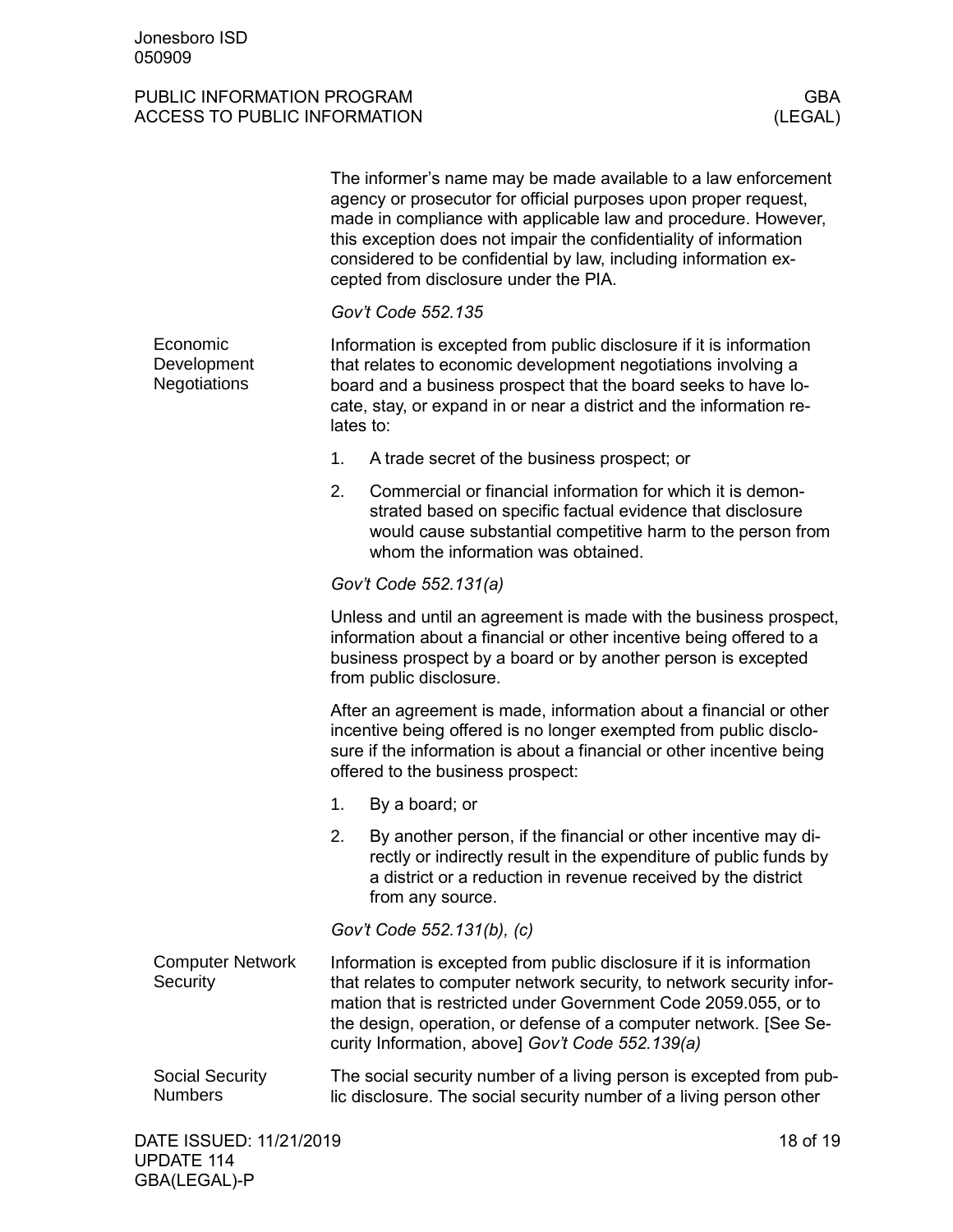The informer's name may be made available to a law enforcement agency or prosecutor for official purposes upon proper request, made in compliance with applicable law and procedure. However, this exception does not impair the confidentiality of information considered to be confidential by law, including information excepted from disclosure under the PIA.

*Gov't Code 552.135*

### Economic Development Negotiations

Information is excepted from public disclosure if it is information that relates to economic development negotiations involving a board and a business prospect that the board seeks to have locate, stay, or expand in or near a district and the information relates to:

1. A trade secret of the business prospect; or
2. Commercial or financial information for which it is demonstrated based on specific factual evidence that disclosure would cause substantial competitive harm to the person from whom the information was obtained.

*Gov't Code 552.131(a)*

Unless and until an agreement is made with the business prospect, information about a financial or other incentive being offered to a business prospect by a board or by another person is excepted from public disclosure.

After an agreement is made, information about a financial or other incentive being offered is no longer exempted from public disclosure if the information is about a financial or other incentive being offered to the business prospect:

1. By a board; or
2. By another person, if the financial or other incentive may directly or indirectly result in the expenditure of public funds by a district or a reduction in revenue received by the district from any source.

*Gov't Code 552.131(b), (c)*

### Computer Network Security

Information is excepted from public disclosure if it is information that relates to computer network security, to network security information that is restricted under Government Code 2059.055, or to the design, operation, or defense of a computer network. [See Security Information, above] *Gov't Code 552.139(a)*

### Social Security Numbers

The social security number of a living person is excepted from public disclosure. The social security number of a living person other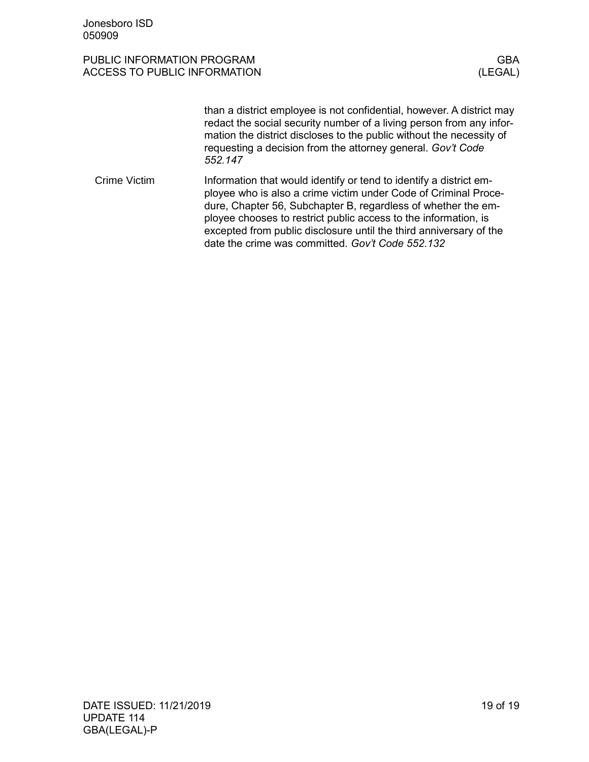than a district employee is not confidential, however. A district may redact the social security number of a living person from any information the district discloses to the public without the necessity of requesting a decision from the attorney general. *Gov't Code 552.147*

**Crime Victim**

Information that would identify or tend to identify a district employee who is also a crime victim under Code of Criminal Procedure, Chapter 56, Subchapter B, regardless of whether the employee chooses to restrict public access to the information, is excepted from public disclosure until the third anniversary of the date the crime was committed. *Gov't Code 552.132*